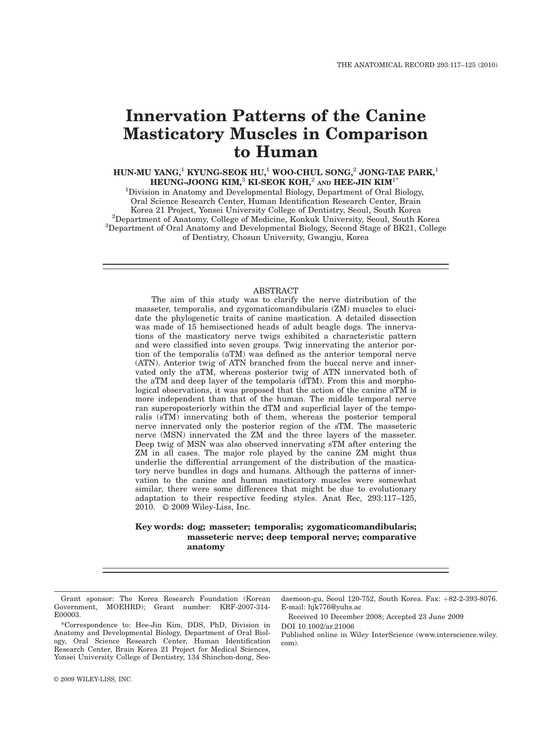# Innervation Patterns of the Canine Masticatory Muscles in Comparison to Human

**HUN-MU YANG,[1] KYUNG-SEOK HU,[1] WOO-CHUL SONG,[2] JONG-TAE PARK,[1] HEUNG-JOONG KIM,[3] KI-SEOK KOH,[2] AND HEE-JIN KIM[1*]**

[1]Division in Anatomy and Developmental Biology, Department of Oral Biology, Oral Science Research Center, Human Identification Research Center, Brain Korea 21 Project, Yonsei University College of Dentistry, Seoul, South Korea
[2]Department of Anatomy, College of Medicine, Konkuk University, Seoul, South Korea
[3]Department of Oral Anatomy and Developmental Biology, Second Stage of BK21, College of Dentistry, Chosun University, Gwangju, Korea

## ABSTRACT

The aim of this study was to clarify the nerve distribution of the masseter, temporalis, and zygomaticomandibularis (ZM) muscles to elucidate the phylogenetic traits of canine mastication. A detailed dissection was made of 15 hemisectioned heads of adult beagle dogs. The innervations of the masticatory nerve twigs exhibited a characteristic pattern and were classified into seven groups. Twig innervating the anterior portion of the temporalis (aTM) was defined as the anterior temporal nerve (ATN). Anterior twig of ATN branched from the buccal nerve and innervated only the aTM, whereas posterior twig of ATN innervated both of the aTM and deep layer of the tempolaris (dTM). From this and morphological observations, it was proposed that the action of the canine aTM is more independent than that of the human. The middle temporal nerve ran superoposteriorly within the dTM and superficial layer of the temporalis (sTM) innervating both of them, whereas the posterior temporal nerve innervated only the posterior region of the sTM. The masseteric nerve (MSN) innervated the ZM and the three layers of the masseter. Deep twig of MSN was also observed innervating sTM after entering the ZM in all cases. The major role played by the canine ZM might thus underlie the differential arrangement of the distribution of the masticatory nerve bundles in dogs and humans. Although the patterns of innervation to the canine and human masticatory muscles were somewhat similar, there were some differences that might be due to evolutionary adaptation to their respective feeding styles. Anat Rec, 293:117–125, 2010. © 2009 Wiley-Liss, Inc.

**Key words: dog; masseter; temporalis; zygomaticomandibularis; masseteric nerve; deep temporal nerve; comparative anatomy**

---

Grant sponsor: The Korea Research Foundation (Korean Government, MOEHRD); Grant number: KRF-2007-314-E00003.

*Correspondence to: Hee-Jin Kim, DDS, PhD, Division in Anatomy and Developmental Biology, Department of Oral Biology, Oral Science Research Center, Human Identification Research Center, Brain Korea 21 Project for Medical Sciences, Yonsei University College of Dentistry, 134 Shinchon-dong, Seodaemoon-gu, Seoul 120-752, South Korea. Fax: +82-2-393-8076. E-mail: hjk776@yuhs.ac

Received 10 December 2008; Accepted 23 June 2009

DOI 10.1002/ar.21006

Published online in Wiley InterScience (www.interscience.wiley.com).

© 2009 WILEY-LISS, INC.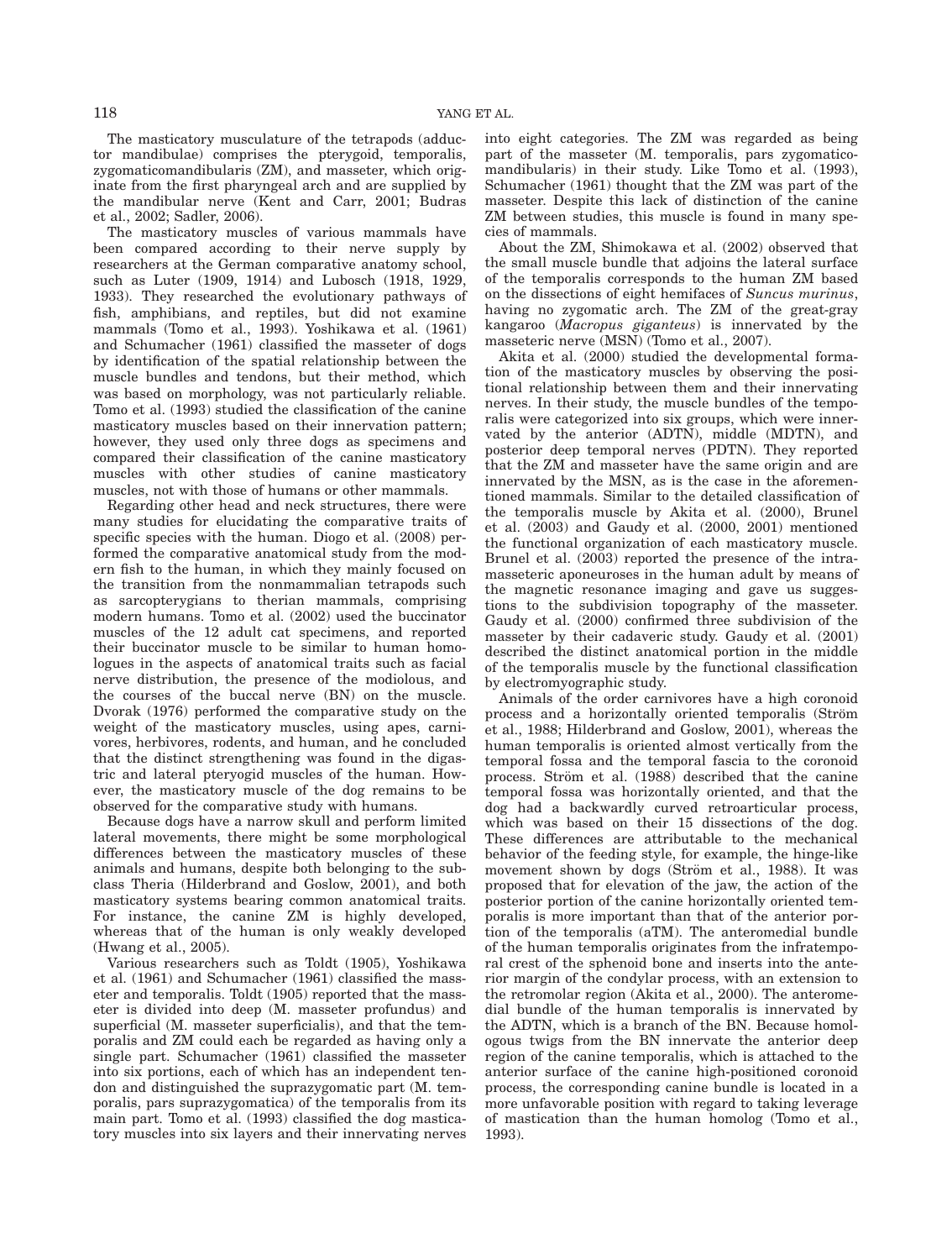The masticatory musculature of the tetrapods (adductor mandibulae) comprises the pterygoid, temporalis, zygomaticomandibularis (ZM), and masseter, which originate from the first pharyngeal arch and are supplied by the mandibular nerve (Kent and Carr, 2001; Budras et al., 2002; Sadler, 2006).

The masticatory muscles of various mammals have been compared according to their nerve supply by researchers at the German comparative anatomy school, such as Luter (1909, 1914) and Lubosch (1918, 1929, 1933). They researched the evolutionary pathways of fish, amphibians, and reptiles, but did not examine mammals (Tomo et al., 1993). Yoshikawa et al. (1961) and Schumacher (1961) classified the masseter of dogs by identification of the spatial relationship between the muscle bundles and tendons, but their method, which was based on morphology, was not particularly reliable. Tomo et al. (1993) studied the classification of the canine masticatory muscles based on their innervation pattern; however, they used only three dogs as specimens and compared their classification of the canine masticatory muscles with other studies of canine masticatory muscles, not with those of humans or other mammals.

Regarding other head and neck structures, there were many studies for elucidating the comparative traits of specific species with the human. Diogo et al. (2008) performed the comparative anatomical study from the modern fish to the human, in which they mainly focused on the transition from the nonmammalian tetrapods such as sarcopterygians to therian mammals, comprising modern humans. Tomo et al. (2002) used the buccinator muscles of the 12 adult cat specimens, and reported their buccinator muscle to be similar to human homologues in the aspects of anatomical traits such as facial nerve distribution, the presence of the modiolous, and the courses of the buccal nerve (BN) on the muscle. Dvorak (1976) performed the comparative study on the weight of the masticatory muscles, using apes, carnivores, herbivores, rodents, and human, and he concluded that the distinct strengthening was found in the digastric and lateral pterygoid muscles of the human. However, the masticatory muscle of the dog remains to be observed for the comparative study with humans.

Because dogs have a narrow skull and perform limited lateral movements, there might be some morphological differences between the masticatory muscles of these animals and humans, despite both belonging to the subclass Theria (Hilderbrand and Goslow, 2001), and both masticatory systems bearing common anatomical traits. For instance, the canine ZM is highly developed, whereas that of the human is only weakly developed (Hwang et al., 2005).

Various researchers such as Toldt (1905), Yoshikawa et al. (1961) and Schumacher (1961) classified the masseter and temporalis. Toldt (1905) reported that the masseter is divided into deep (M. masseter profundus) and superficial (M. masseter superficialis), and that the temporalis and ZM could each be regarded as having only a single part. Schumacher (1961) classified the masseter into six portions, each of which has an independent tendon and distinguished the suprazygomatic part (M. temporalis, pars suprazygomatica) of the temporalis from its main part. Tomo et al. (1993) classified the dog masticatory muscles into six layers and their innervating nerves into eight categories. The ZM was regarded as being part of the masseter (M. temporalis, pars zygomaticomandibularis) in their study. Like Tomo et al. (1993), Schumacher (1961) thought that the ZM was part of the masseter. Despite this lack of distinction of the canine ZM between studies, this muscle is found in many species of mammals.

About the ZM, Shimokawa et al. (2002) observed that the small muscle bundle that adjoins the lateral surface of the temporalis corresponds to the human ZM based on the dissections of eight hemifaces of *Suncus murinus*, having no zygomatic arch. The ZM of the great-gray kangaroo (*Macropus giganteus*) is innervated by the masseteric nerve (MSN) (Tomo et al., 2007).

Akita et al. (2000) studied the developmental formation of the masticatory muscles by observing the positional relationship between them and their innervating nerves. In their study, the muscle bundles of the temporalis were categorized into six groups, which were innervated by the anterior (ADTN), middle (MDTN), and posterior deep temporal nerves (PDTN). They reported that the ZM and masseter have the same origin and are innervated by the MSN, as is the case in the aforementioned mammals. Similar to the detailed classification of the temporalis muscle by Akita et al. (2000), Brunel et al. (2003) and Gaudy et al. (2000, 2001) mentioned the functional organization of each masticatory muscle. Brunel et al. (2003) reported the presence of the intramasseteric aponeuroses in the human adult by means of the magnetic resonance imaging and gave us suggestions to the subdivision topography of the masseter. Gaudy et al. (2000) confirmed three subdivision of the masseter by their cadaveric study. Gaudy et al. (2001) described the distinct anatomical portion in the middle of the temporalis muscle by the functional classification by electromyographic study.

Animals of the order carnivores have a high coronoid process and a horizontally oriented temporalis (Ström et al., 1988; Hilderbrand and Goslow, 2001), whereas the human temporalis is oriented almost vertically from the temporal fossa and the temporal fascia to the coronoid process. Ström et al. (1988) described that the canine temporal fossa was horizontally oriented, and that the dog had a backwardly curved retroarticular process, which was based on their 15 dissections of the dog. These differences are attributable to the mechanical behavior of the feeding style, for example, the hinge-like movement shown by dogs (Ström et al., 1988). It was proposed that for elevation of the jaw, the action of the posterior portion of the canine horizontally oriented temporalis is more important than that of the anterior portion of the temporalis (aTM). The anteromedial bundle of the human temporalis originates from the infratemporal crest of the sphenoid bone and inserts into the anterior margin of the condylar process, with an extension to the retromolar region (Akita et al., 2000). The anteromedial bundle of the human temporalis is innervated by the ADTN, which is a branch of the BN. Because homologous twigs from the BN innervate the anterior deep region of the canine temporalis, which is attached to the anterior surface of the canine high-positioned coronoid process, the corresponding canine bundle is located in a more unfavorable position with regard to taking leverage of mastication than the human homolog (Tomo et al., 1993).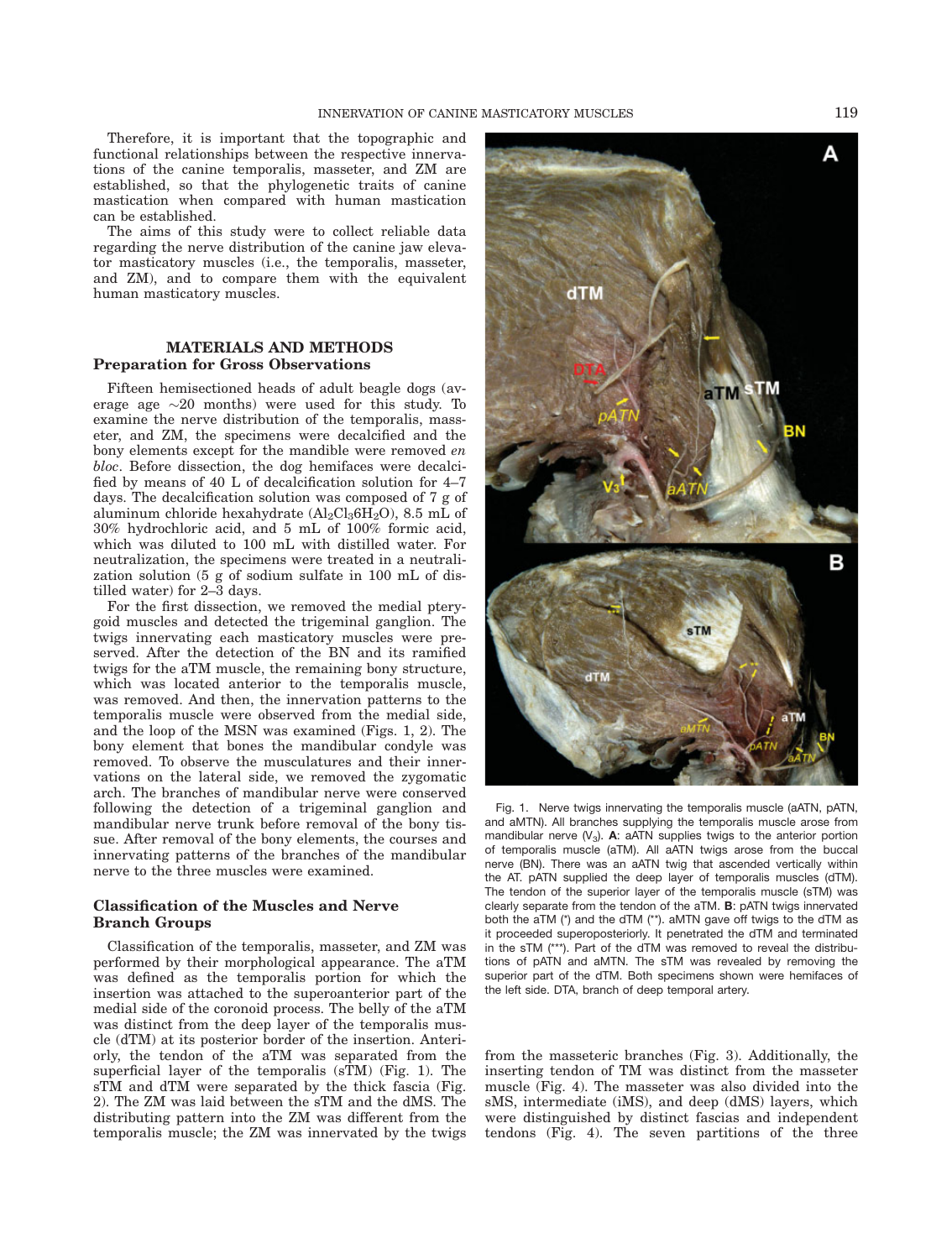Therefore, it is important that the topographic and functional relationships between the respective innervations of the canine temporalis, masseter, and ZM are established, so that the phylogenetic traits of canine mastication when compared with human mastication can be established.

The aims of this study were to collect reliable data regarding the nerve distribution of the canine jaw elevator masticatory muscles (i.e., the temporalis, masseter, and ZM), and to compare them with the equivalent human masticatory muscles.

## MATERIALS AND METHODS

### Preparation for Gross Observations

Fifteen hemisectioned heads of adult beagle dogs (average age ~20 months) were used for this study. To examine the nerve distribution of the temporalis, masseter, and ZM, the specimens were decalcified and the bony elements except for the mandible were removed *en bloc*. Before dissection, the dog hemifaces were decalcified by means of 40 L of decalcification solution for 4–7 days. The decalcification solution was composed of 7 g of aluminum chloride hexahydrate ($Al_2Cl_36H_2O$), 8.5 mL of 30% hydrochloric acid, and 5 mL of 100% formic acid, which was diluted to 100 mL with distilled water. For neutralization, the specimens were treated in a neutralization solution (5 g of sodium sulfate in 100 mL of distilled water) for 2–3 days.

For the first dissection, we removed the medial pterygoid muscles and detected the trigeminal ganglion. The twigs innervating each masticatory muscles were preserved. After the detection of the BN and its ramified twigs for the aTM muscle, the remaining bony structure, which was located anterior to the temporalis muscle, was removed. And then, the innervation patterns to the temporalis muscle were observed from the medial side, and the loop of the MSN was examined (Figs. 1, 2). The bony element that bones the mandibular condyle was removed. To observe the musculatures and their innervations on the lateral side, we removed the zygomatic arch. The branches of mandibular nerve were conserved following the detection of a trigeminal ganglion and mandibular nerve trunk before removal of the bony tissue. After removal of the bony elements, the courses and innervating patterns of the branches of the mandibular nerve to the three muscles were examined.

### Classification of the Muscles and Nerve Branch Groups

Classification of the temporalis, masseter, and ZM was performed by their morphological appearance. The aTM was defined as the temporalis portion for which the insertion was attached to the superoanterior part of the medial side of the coronoid process. The belly of the aTM was distinct from the deep layer of the temporalis muscle (dTM) at its posterior border of the insertion. Anteriorly, the tendon of the aTM was separated from the superficial layer of the temporalis (sTM) (Fig. 1). The sTM and dTM were separated by the thick fascia (Fig. 2). The ZM was laid between the sTM and the dMS. The distributing pattern into the ZM was different from the temporalis muscle; the ZM was innervated by the twigs from the masseteric branches (Fig. 3). Additionally, the inserting tendon of TM was distinct from the masseter muscle (Fig. 4). The masseter was also divided into the sMS, intermediate (iMS), and deep (dMS) layers, which were distinguished by distinct fascias and independent tendons (Fig. 4). The seven partitions of the three

Fig. 1. Nerve twigs innervating the temporalis muscle (aATN, pATN, and aMTN). All branches supplying the temporalis muscle arose from mandibular nerve ($V_3$). **A**: aATN supplies twigs to the anterior portion of temporalis muscle (aTM). All aATN twigs arose from the buccal nerve (BN). There was an aATN twig that ascended vertically within the AT. pATN supplied the deep layer of temporalis muscles (dTM). The tendon of the superior layer of the temporalis muscle (sTM) was clearly separate from the tendon of the aTM. **B**: pATN twigs innervated both the aTM (*) and the dTM (**). aMTN gave off twigs to the dTM as it proceeded superoposteriorly. It penetrated the dTM and terminated in the sTM (***). Part of the dTM was removed to reveal the distributions of pATN and aMTN. The sTM was revealed by removing the superior part of the dTM. Both specimens shown were hemifaces of the left side. DTA, branch of deep temporal artery.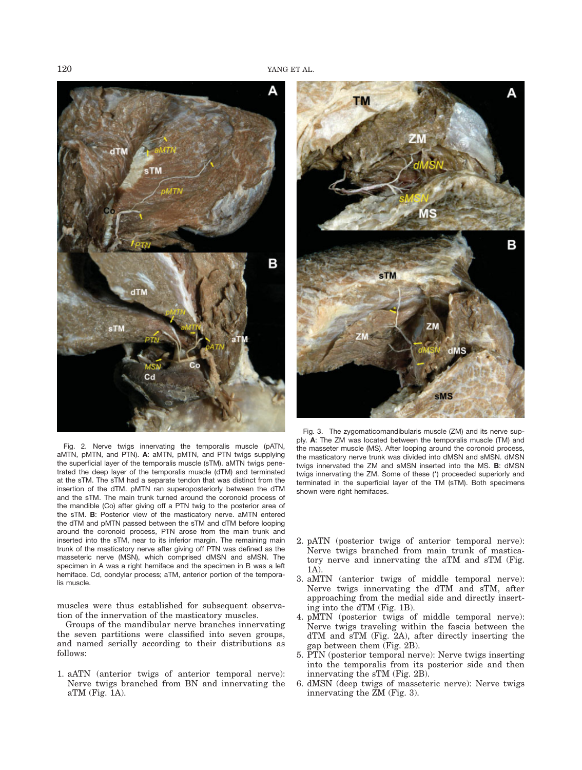Fig. 2. Nerve twigs innervating the temporalis muscle (pATN, aMTN, pMTN, and PTN). **A**: aMTN, pMTN, and PTN twigs supplying the superficial layer of the temporalis muscle (sTM). aMTN twigs penetrated the deep layer of the temporalis muscle (dTM) and terminated at the sTM. The sTM had a separate tendon that was distinct from the insertion of the dTM. pMTN ran superoposteriorly between the dTM and the sTM. The main trunk turned around the coronoid process of the mandible (Co) after giving off a PTN twig to the posterior area of the sTM. **B**: Posterior view of the masticatory nerve. aMTN entered the dTM and pMTN passed between the sTM and dTM before looping around the coronoid process, PTN arose from the main trunk and inserted into the sTM, near to its inferior margin. The remaining main trunk of the masticatory nerve after giving off PTN was defined as the masseteric nerve (MSN), which comprised dMSN and sMSN. The specimen in A was a right hemiface and the specimen in B was a left hemiface. Cd, condylar process; aTM, anterior portion of the temporalis muscle.

Fig. 3. The zygomaticomandibularis muscle (ZM) and its nerve supply. **A**: The ZM was located between the temporalis muscle (TM) and the masseter muscle (MS). After looping around the coronoid process, the masticatory nerve trunk was divided into dMSN and sMSN. dMSN twigs innervated the ZM and sMSN inserted into the MS. **B**: dMSN twigs innervating the ZM. Some of these (*) proceeded superiorly and terminated in the superficial layer of the TM (sTM). Both specimens shown were right hemifaces.

muscles were thus established for subsequent observation of the innervation of the masticatory muscles.

Groups of the mandibular nerve branches innervating the seven partitions were classified into seven groups, and named serially according to their distributions as follows:

1. aATN (anterior twigs of anterior temporal nerve): Nerve twigs branched from BN and innervating the aTM (Fig. 1A).
2. pATN (posterior twigs of anterior temporal nerve): Nerve twigs branched from main trunk of masticatory nerve and innervating the aTM and sTM (Fig. 1A).
3. aMTN (anterior twigs of middle temporal nerve): Nerve twigs innervating the dTM and sTM, after approaching from the medial side and directly inserting into the dTM (Fig. 1B).
4. pMTN (posterior twigs of middle temporal nerve): Nerve twigs traveling within the fascia between the dTM and sTM (Fig. 2A), after directly inserting the gap between them (Fig. 2B).
5. PTN (posterior temporal nerve): Nerve twigs inserting into the temporalis from its posterior side and then innervating the sTM (Fig. 2B).
6. dMSN (deep twigs of masseteric nerve): Nerve twigs innervating the ZM (Fig. 3).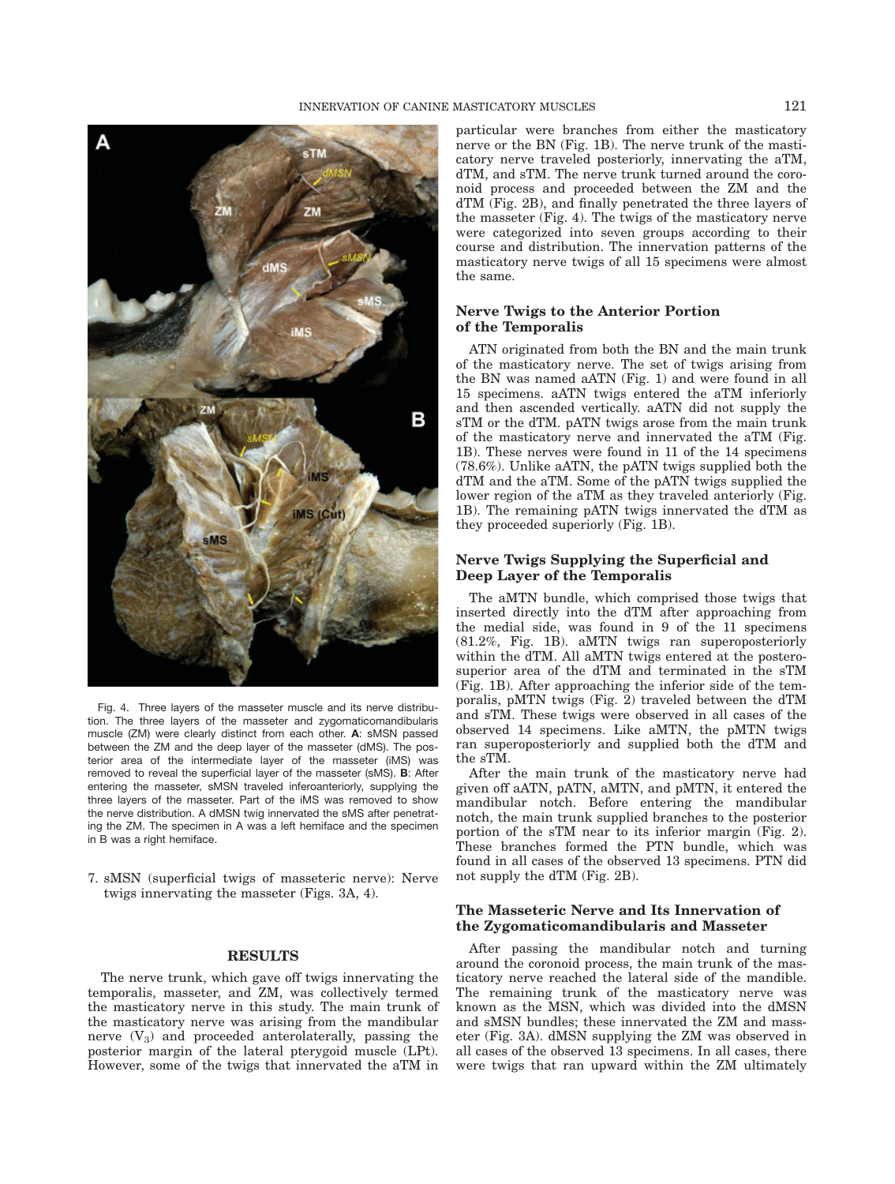Fig. 4. Three layers of the masseter muscle and its nerve distribution. The three layers of the masseter and zygomaticomandibularis muscle (ZM) were clearly distinct from each other. **A**: sMSN passed between the ZM and the deep layer of the masseter (dMS). The posterior area of the intermediate layer of the masseter (iMS) was removed to reveal the superficial layer of the masseter (sMS). **B**: After entering the masseter, sMSN traveled inferoanteriorly, supplying the three layers of the masseter. Part of the iMS was removed to show the nerve distribution. A dMSN twig innervated the sMS after penetrating the ZM. The specimen in A was a left hemiface and the specimen in B was a right hemiface.

7. sMSN (superficial twigs of masseteric nerve): Nerve twigs innervating the masseter (Figs. 3A, 4).

## RESULTS

The nerve trunk, which gave off twigs innervating the temporalis, masseter, and ZM, was collectively termed the masticatory nerve in this study. The main trunk of the masticatory nerve was arising from the mandibular nerve ($V_3$) and proceeded anterolaterally, passing the posterior margin of the lateral pterygoid muscle (LPt). However, some of the twigs that innervated the aTM in particular were branches from either the masticatory nerve or the BN (Fig. 1B). The nerve trunk of the masticatory nerve traveled posteriorly, innervating the aTM, dTM, and sTM. The nerve trunk turned around the coronoid process and proceeded between the ZM and the dTM (Fig. 2B), and finally penetrated the three layers of the masseter (Fig. 4). The twigs of the masticatory nerve were categorized into seven groups according to their course and distribution. The innervation patterns of the masticatory nerve twigs of all 15 specimens were almost the same.

### Nerve Twigs to the Anterior Portion of the Temporalis

ATN originated from both the BN and the main trunk of the masticatory nerve. The set of twigs arising from the BN was named aATN (Fig. 1) and were found in all 15 specimens. aATN twigs entered the aTM inferiorly and then ascended vertically. aATN did not supply the sTM or the dTM. pATN twigs arose from the main trunk of the masticatory nerve and innervated the aTM (Fig. 1B). These nerves were found in 11 of the 14 specimens (78.6%). Unlike aATN, the pATN twigs supplied both the dTM and the aTM. Some of the pATN twigs supplied the lower region of the aTM as they traveled anteriorly (Fig. 1B). The remaining pATN twigs innervated the dTM as they proceeded superiorly (Fig. 1B).

### Nerve Twigs Supplying the Superficial and Deep Layer of the Temporalis

The aMTN bundle, which comprised those twigs that inserted directly into the dTM after approaching from the medial side, was found in 9 of the 11 specimens (81.2%, Fig. 1B). aMTN twigs ran superoposteriorly within the dTM. All aMTN twigs entered at the posterosuperior area of the dTM and terminated in the sTM (Fig. 1B). After approaching the inferior side of the temporalis, pMTN twigs (Fig. 2) traveled between the dTM and sTM. These twigs were observed in all cases of the observed 14 specimens. Like aMTN, the pMTN twigs ran superoposteriorly and supplied both the dTM and the sTM.

After the main trunk of the masticatory nerve had given off aATN, pATN, aMTN, and pMTN, it entered the mandibular notch. Before entering the mandibular notch, the main trunk supplied branches to the posterior portion of the sTM near to its inferior margin (Fig. 2). These branches formed the PTN bundle, which was found in all cases of the observed 13 specimens. PTN did not supply the dTM (Fig. 2B).

### The Masseteric Nerve and Its Innervation of the Zygomaticomandibularis and Masseter

After passing the mandibular notch and turning around the coronoid process, the main trunk of the masticatory nerve reached the lateral side of the mandible. The remaining trunk of the masticatory nerve was known as the MSN, which was divided into the dMSN and sMSN bundles; these innervated the ZM and masseter (Fig. 3A). dMSN supplying the ZM was observed in all cases of the observed 13 specimens. In all cases, there were twigs that ran upward within the ZM ultimately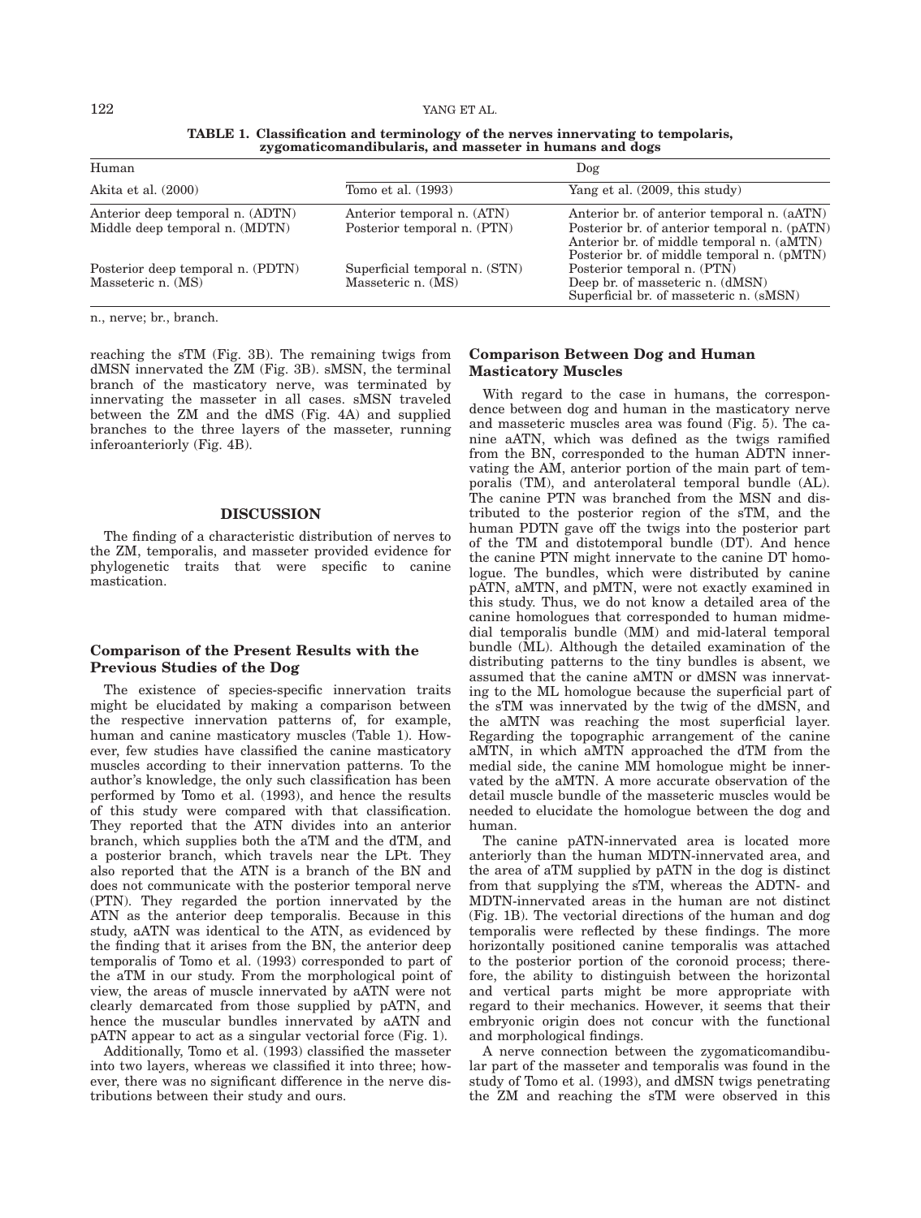**TABLE 1. Classification and terminology of the nerves innervating to tempolaris, zygomaticomandibularis, and masseter in humans and dogs**

| Human | Dog | |
|---|---|---|
| Akita et al. (2000) | Tomo et al. (1993) | Yang et al. (2009, this study) |
| Anterior deep temporal n. (ADTN) | Anterior temporal n. (ATN) | Anterior br. of anterior temporal n. (aATN) |
| Middle deep temporal n. (MDTN) | Posterior temporal n. (PTN) | Posterior br. of anterior temporal n. (pATN)<br>Anterior br. of middle temporal n. (aMTN)<br>Posterior br. of middle temporal n. (pMTN) |
| Posterior deep temporal n. (PDTN) | Superficial temporal n. (STN) | Posterior temporal n. (PTN) |
| Masseteric n. (MS) | Masseteric n. (MS) | Deep br. of masseteric n. (dMSN)<br>Superficial br. of masseteric n. (sMSN) |

n., nerve; br., branch.

reaching the sTM (Fig. 3B). The remaining twigs from dMSN innervated the ZM (Fig. 3B). sMSN, the terminal branch of the masticatory nerve, was terminated by innervating the masseter in all cases. sMSN traveled between the ZM and the dMS (Fig. 4A) and supplied branches to the three layers of the masseter, running inferoanteriorly (Fig. 4B).

## DISCUSSION

The finding of a characteristic distribution of nerves to the ZM, temporalis, and masseter provided evidence for phylogenetic traits that were specific to canine mastication.

### Comparison of the Present Results with the Previous Studies of the Dog

The existence of species-specific innervation traits might be elucidated by making a comparison between the respective innervation patterns of, for example, human and canine masticatory muscles (Table 1). However, few studies have classified the canine masticatory muscles according to their innervation patterns. To the author's knowledge, the only such classification has been performed by Tomo et al. (1993), and hence the results of this study were compared with that classification. They reported that the ATN divides into an anterior branch, which supplies both the aTM and the dTM, and a posterior branch, which travels near the LPt. They also reported that the ATN is a branch of the BN and does not communicate with the posterior temporal nerve (PTN). They regarded the portion innervated by the ATN as the anterior deep temporalis. Because in this study, aATN was identical to the ATN, as evidenced by the finding that it arises from the BN, the anterior deep temporalis of Tomo et al. (1993) corresponded to part of the aTM in our study. From the morphological point of view, the areas of muscle innervated by aATN were not clearly demarcated from those supplied by pATN, and hence the muscular bundles innervated by aATN and pATN appear to act as a singular vectorial force (Fig. 1).

Additionally, Tomo et al. (1993) classified the masseter into two layers, whereas we classified it into three; however, there was no significant difference in the nerve distributions between their study and ours.

### Comparison Between Dog and Human Masticatory Muscles

With regard to the case in humans, the correspondence between dog and human in the masticatory nerve and masseteric muscles area was found (Fig. 5). The canine aATN, which was defined as the twigs ramified from the BN, corresponded to the human ADTN innervating the AM, anterior portion of the main part of temporalis (TM), and anterolateral temporal bundle (AL). The canine PTN was branched from the MSN and distributed to the posterior region of the sTM, and the human PDTN gave off the twigs into the posterior part of the TM and distotemporal bundle (DT). And hence the canine PTN might innervate to the canine DT homologue. The bundles, which were distributed by canine pATN, aMTN, and pMTN, were not exactly examined in this study. Thus, we do not know a detailed area of the canine homologues that corresponded to human midmedial temporalis bundle (MM) and mid-lateral temporal bundle (ML). Although the detailed examination of the distributing patterns to the tiny bundles is absent, we assumed that the canine aMTN or dMSN was innervating to the ML homologue because the superficial part of the sTM was innervated by the twig of the dMSN, and the aMTN was reaching the most superficial layer. Regarding the topographic arrangement of the canine aMTN, in which aMTN approached the dTM from the medial side, the canine MM homologue might be innervated by the aMTN. A more accurate observation of the detail muscle bundle of the masseteric muscles would be needed to elucidate the homologue between the dog and human.

The canine pATN-innervated area is located more anteriorly than the human MDTN-innervated area, and the area of aTM supplied by pATN in the dog is distinct from that supplying the sTM, whereas the ADTN- and MDTN-innervated areas in the human are not distinct (Fig. 1B). The vectorial directions of the human and dog temporalis were reflected by these findings. The more horizontally positioned canine temporalis was attached to the posterior portion of the coronoid process; therefore, the ability to distinguish between the horizontal and vertical parts might be more appropriate with regard to their mechanics. However, it seems that their embryonic origin does not concur with the functional and morphological findings.

A nerve connection between the zygomaticomandibular part of the masseter and temporalis was found in the study of Tomo et al. (1993), and dMSN twigs penetrating the ZM and reaching the sTM were observed in this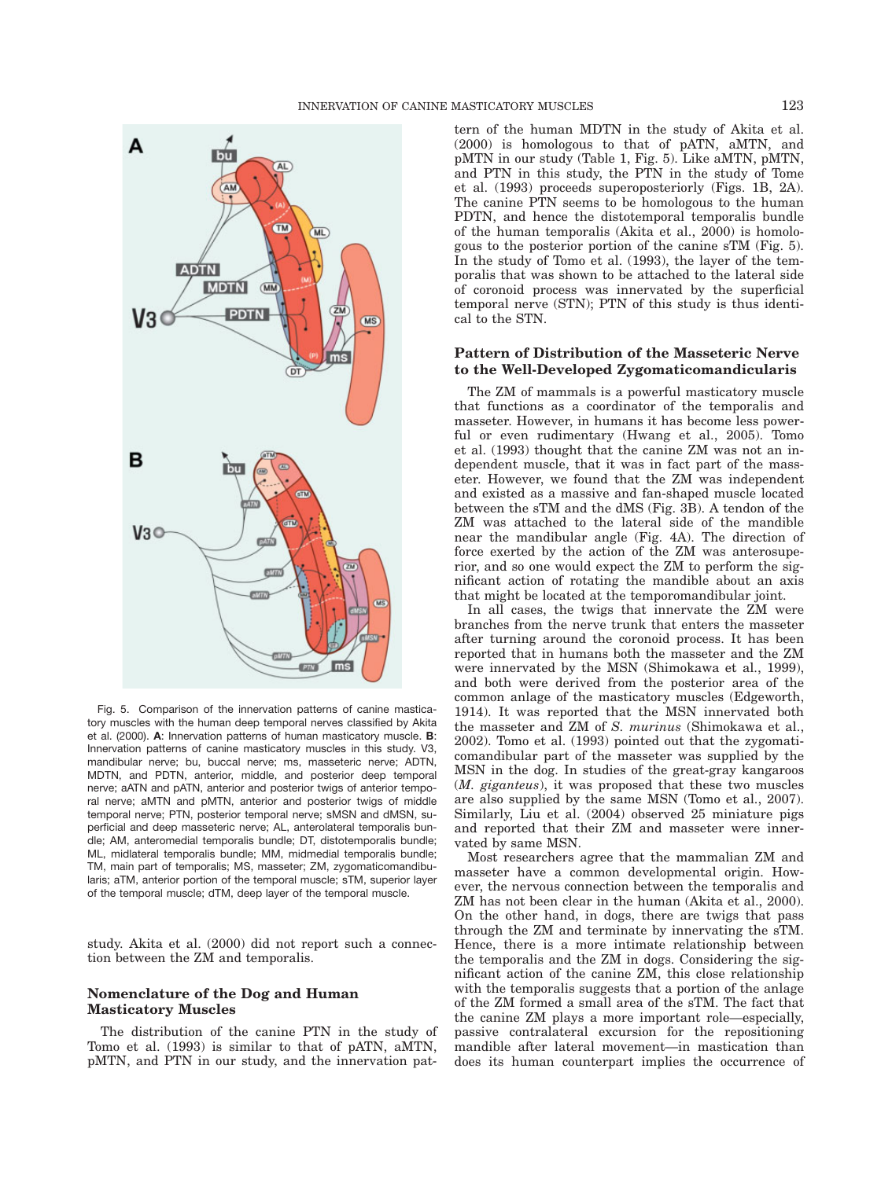Fig. 5. Comparison of the innervation patterns of canine masticatory muscles with the human deep temporal nerves classified by Akita et al. (2000). **A**: Innervation patterns of human masticatory muscle. **B**: Innervation patterns of canine masticatory muscles in this study. V3, mandibular nerve; bu, buccal nerve; ms, masseteric nerve; ADTN, MDTN, and PDTN, anterior, middle, and posterior deep temporal nerve; aATN and pATN, anterior and posterior twigs of anterior temporal nerve; aMTN and pMTN, anterior and posterior twigs of middle temporal nerve; PTN, posterior temporal nerve; sMSN and dMSN, superficial and deep masseteric nerve; AL, anterolateral temporalis bundle; AM, anteromedial temporalis bundle; DT, distotemporalis bundle; ML, midlateral temporalis bundle; MM, midmedial temporalis bundle; TM, main part of temporalis; MS, masseter; ZM, zygomaticomandibularis; aTM, anterior portion of the temporal muscle; sTM, superior layer of the temporal muscle; dTM, deep layer of the temporal muscle.

study. Akita et al. (2000) did not report such a connection between the ZM and temporalis.

## Nomenclature of the Dog and Human Masticatory Muscles

The distribution of the canine PTN in the study of Tomo et al. (1993) is similar to that of pATN, aMTN, pMTN, and PTN in our study, and the innervation pattern of the human MDTN in the study of Akita et al. (2000) is homologous to that of pATN, aMTN, and pMTN in our study (Table 1, Fig. 5). Like aMTN, pMTN, and PTN in this study, the PTN in the study of Tome et al. (1993) proceeds superoposteriorly (Figs. 1B, 2A). The canine PTN seems to be homologous to the human PDTN, and hence the distotemporal temporalis bundle of the human temporalis (Akita et al., 2000) is homologous to the posterior portion of the canine sTM (Fig. 5). In the study of Tomo et al. (1993), the layer of the temporalis that was shown to be attached to the lateral side of coronoid process was innervated by the superficial temporal nerve (STN); PTN of this study is thus identical to the STN.

## Pattern of Distribution of the Masseteric Nerve to the Well-Developed Zygomaticomandicularis

The ZM of mammals is a powerful masticatory muscle that functions as a coordinator of the temporalis and masseter. However, in humans it has become less powerful or even rudimentary (Hwang et al., 2005). Tomo et al. (1993) thought that the canine ZM was not an independent muscle, that it was in fact part of the masseter. However, we found that the ZM was independent and existed as a massive and fan-shaped muscle located between the sTM and the dMS (Fig. 3B). A tendon of the ZM was attached to the lateral side of the mandible near the mandibular angle (Fig. 4A). The direction of force exerted by the action of the ZM was anterosuperior, and so one would expect the ZM to perform the significant action of rotating the mandible about an axis that might be located at the temporomandibular joint.

In all cases, the twigs that innervate the ZM were branches from the nerve trunk that enters the masseter after turning around the coronoid process. It has been reported that in humans both the masseter and the ZM were innervated by the MSN (Shimokawa et al., 1999), and both were derived from the posterior area of the common anlage of the masticatory muscles (Edgeworth, 1914). It was reported that the MSN innervated both the masseter and ZM of *S. murinus* (Shimokawa et al., 2002). Tomo et al. (1993) pointed out that the zygomaticomandibular part of the masseter was supplied by the MSN in the dog. In studies of the great-gray kangaroos (*M. giganteus*), it was proposed that these two muscles are also supplied by the same MSN (Tomo et al., 2007). Similarly, Liu et al. (2004) observed 25 miniature pigs and reported that their ZM and masseter were innervated by same MSN.

Most researchers agree that the mammalian ZM and masseter have a common developmental origin. However, the nervous connection between the temporalis and ZM has not been clear in the human (Akita et al., 2000). On the other hand, in dogs, there are twigs that pass through the ZM and terminate by innervating the sTM. Hence, there is a more intimate relationship between the temporalis and the ZM in dogs. Considering the significant action of the canine ZM, this close relationship with the temporalis suggests that a portion of the anlage of the ZM formed a small area of the sTM. The fact that the canine ZM plays a more important role—especially, passive contralateral excursion for the repositioning mandible after lateral movement—in mastication than does its human counterpart implies the occurrence of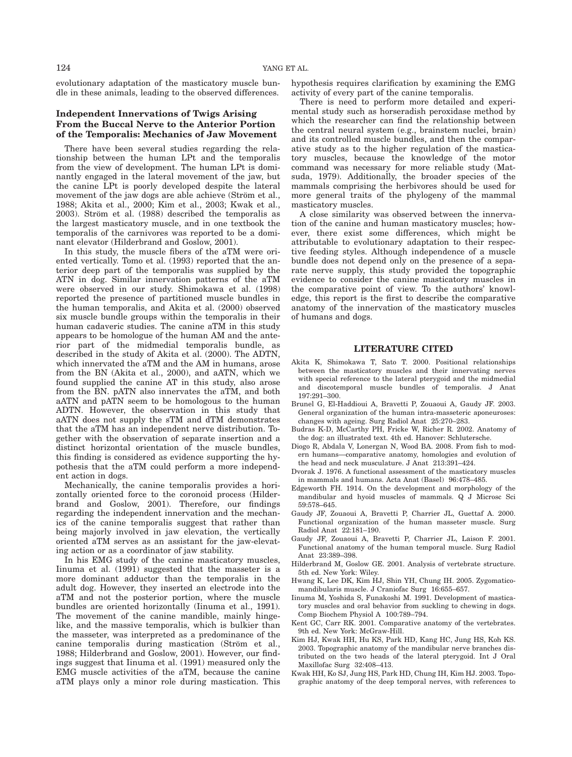evolutionary adaptation of the masticatory muscle bundle in these animals, leading to the observed differences.

### Independent Innervations of Twigs Arising From the Buccal Nerve to the Anterior Portion of the Temporalis: Mechanics of Jaw Movement

There have been several studies regarding the relationship between the human LPt and the temporalis from the view of development. The human LPt is dominantly engaged in the lateral movement of the jaw, but the canine LPt is poorly developed despite the lateral movement of the jaw dogs are able achieve (Ström et al., 1988; Akita et al., 2000; Kim et al., 2003; Kwak et al., 2003). Ström et al. (1988) described the temporalis as the largest masticatory muscle, and in one textbook the temporalis of the carnivores was reported to be a dominant elevator (Hilderbrand and Goslow, 2001).

In this study, the muscle fibers of the aTM were oriented vertically. Tomo et al. (1993) reported that the anterior deep part of the temporalis was supplied by the ATN in dog. Similar innervation patterns of the aTM were observed in our study. Shimokawa et al. (1998) reported the presence of partitioned muscle bundles in the human temporalis, and Akita et al. (2000) observed six muscle bundle groups within the temporalis in their human cadaveric studies. The canine aTM in this study appears to be homologue of the human AM and the anterior part of the midmedial temporalis bundle, as described in the study of Akita et al. (2000). The ADTN, which innervated the aTM and the AM in humans, arose from the BN (Akita et al., 2000), and aATN, which we found supplied the canine AT in this study, also arose from the BN. pATN also innervates the aTM, and both aATN and pATN seem to be homologous to the human ADTN. However, the observation in this study that aATN does not supply the sTM and dTM demonstrates that the aTM has an independent nerve distribution. Together with the observation of separate insertion and a distinct horizontal orientation of the muscle bundles, this finding is considered as evidence supporting the hypothesis that the aTM could perform a more independent action in dogs.

Mechanically, the canine temporalis provides a horizontally oriented force to the coronoid process (Hilderbrand and Goslow, 2001). Therefore, our findings regarding the independent innervation and the mechanics of the canine temporalis suggest that rather than being majorly involved in jaw elevation, the vertically oriented aTM serves as an assistant for the jaw-elevating action or as a coordinator of jaw stability.

In his EMG study of the canine masticatory muscles, Iinuma et al. (1991) suggested that the masseter is a more dominant adductor than the temporalis in the adult dog. However, they inserted an electrode into the aTM and not the posterior portion, where the muscle bundles are oriented horizontally (Iinuma et al., 1991). The movement of the canine mandible, mainly hinge-like, and the massive temporalis, which is bulkier than the masseter, was interpreted as a predominance of the canine temporalis during mastication (Ström et al., 1988; Hilderbrand and Goslow, 2001). However, our findings suggest that Iinuma et al. (1991) measured only the EMG muscle activities of the aTM, because the canine aTM plays only a minor role during mastication. This hypothesis requires clarification by examining the EMG activity of every part of the canine temporalis.

There is need to perform more detailed and experimental study such as horseradish peroxidase method by which the researcher can find the relationship between the central neural system (e.g., brainstem nuclei, brain) and its controlled muscle bundles, and then the comparative study as to the higher regulation of the masticatory muscles, because the knowledge of the motor command was necessary for more reliable study (Matsuda, 1979). Additionally, the broader species of the mammals comprising the herbivores should be used for more general traits of the phylogeny of the mammal masticatory muscles.

A close similarity was observed between the innervation of the canine and human masticatory muscles; however, there exist some differences, which might be attributable to evolutionary adaptation to their respective feeding styles. Although independence of a muscle bundle does not depend only on the presence of a separate nerve supply, this study provided the topographic evidence to consider the canine masticatory muscles in the comparative point of view. To the authors' knowledge, this report is the first to describe the comparative anatomy of the innervation of the masticatory muscles of humans and dogs.

## LITERATURE CITED

Akita K, Shimokawa T, Sato T. 2000. Positional relationships between the masticatory muscles and their innervating nerves with special reference to the lateral pterygoid and the midmedial and discotemporal muscle bundles of temporalis. J Anat 197:291–300.

Brunel G, El-Haddioui A, Bravetti P, Zouaoui A, Gaudy JF. 2003. General organization of the human intra-masseteric aponeuroses: changes with ageing. Surg Radiol Anat 25:270–283.

Budras K-D, McCarthy PH, Fricke W, Richer R. 2002. Anatomy of the dog: an illustrated text. 4th ed. Hanover: Schlutersche.

Diogo R, Abdala V, Lonergan N, Wood BA. 2008. From fish to modern humans—comparative anatomy, homologies and evolution of the head and neck musculature. J Anat 213:391–424.

Dvorak J. 1976. A functional assessment of the masticatory muscles in mammals and humans. Acta Anat (Basel) 96:478–485.

Edgeworth FH. 1914. On the development and morphology of the mandibular and hyoid muscles of mammals. Q J Microsc Sci 59:578–645.

Gaudy JF, Zouaoui A, Bravetti P, Charrier JL, Guettaf A. 2000. Functional organization of the human masseter muscle. Surg Radiol Anat 22:181–190.

Gaudy JF, Zouaoui A, Bravetti P, Charrier JL, Laison F. 2001. Functional anatomy of the human temporal muscle. Surg Radiol Anat 23:389–398.

Hilderbrand M, Goslow GE. 2001. Analysis of vertebrate structure. 5th ed. New York: Wiley.

Hwang K, Lee DK, Kim HJ, Shin YH, Chung IH. 2005. Zygomaticomandibularis muscle. J Craniofac Surg 16:655–657.

Iinuma M, Yoshida S, Funakoshi M. 1991. Development of masticatory muscles and oral behavior from suckling to chewing in dogs. Comp Biochem Physiol A 100:789–794.

Kent GC, Carr RK. 2001. Comparative anatomy of the vertebrates. 9th ed. New York: McGraw-Hill.

Kim HJ, Kwak HH, Hu KS, Park HD, Kang HC, Jung HS, Koh KS. 2003. Topographic anatomy of the mandibular nerve branches distributed on the two heads of the lateral pterygoid. Int J Oral Maxillofac Surg 32:408–413.

Kwak HH, Ko SJ, Jung HS, Park HD, Chung IH, Kim HJ. 2003. Topographic anatomy of the deep temporal nerves, with references to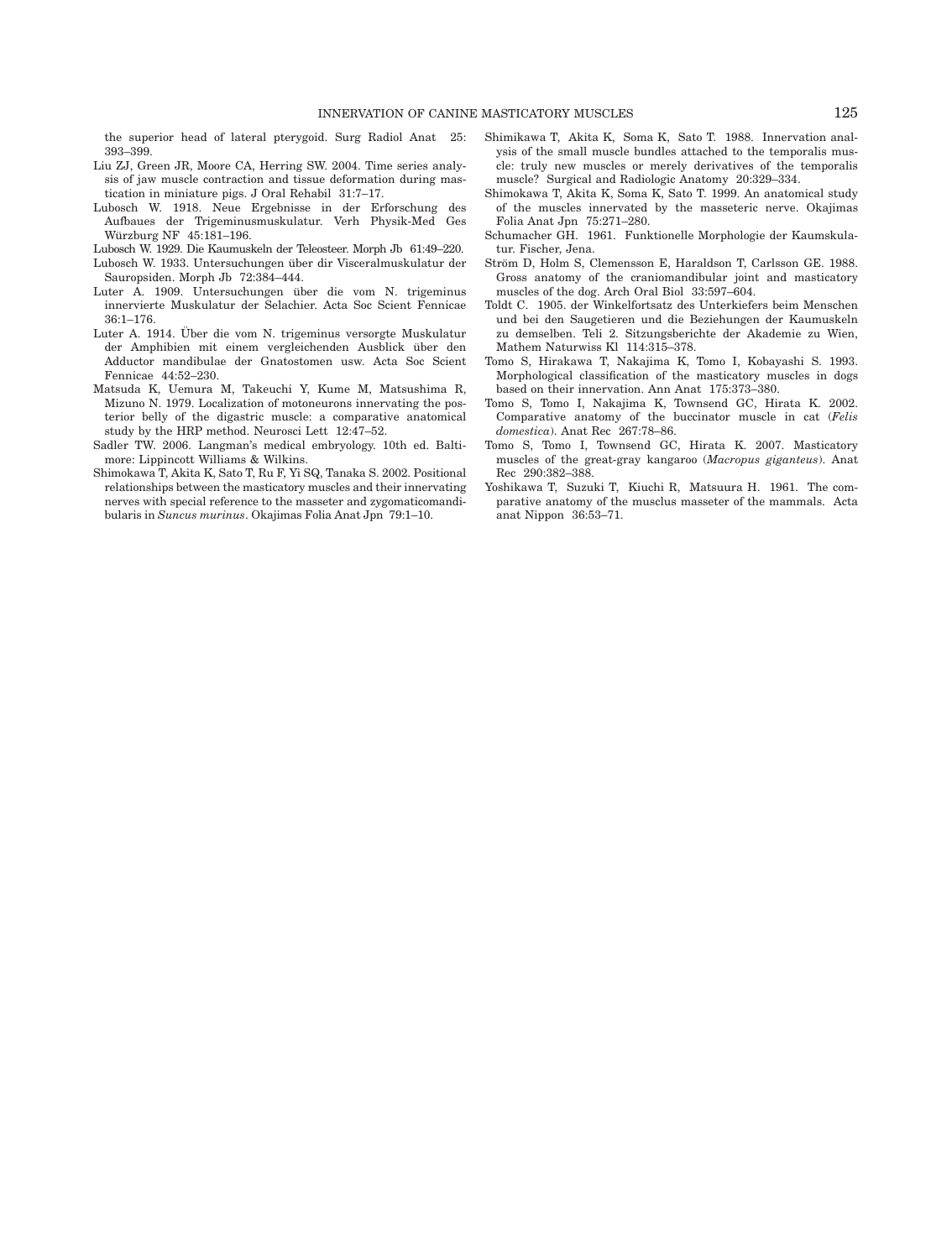the superior head of lateral pterygoid. Surg Radiol Anat 25: 393–399.

Liu ZJ, Green JR, Moore CA, Herring SW. 2004. Time series analysis of jaw muscle contraction and tissue deformation during mastication in miniature pigs. J Oral Rehabil 31:7–17.

Lubosch W. 1918. Neue Ergebnisse in der Erforschung des Aufbaues der Trigeminusmuskulatur. Verh Physik-Med Ges Würzburg NF 45:181–196.

Lubosch W. 1929. Die Kaumuskeln der Teleosteer. Morph Jb 61:49–220.

Lubosch W. 1933. Untersuchungen über dir Visceralmuskulatur der Sauropsiden. Morph Jb 72:384–444.

Luter A. 1909. Untersuchungen über die vom N. trigeminus innervierte Muskulatur der Selachier. Acta Soc Scient Fennicae 36:1–176.

Luter A. 1914. Über die vom N. trigeminus versorgte Muskulatur der Amphibien mit einem vergleichenden Ausblick über den Adductor mandibulae der Gnatostomen usw. Acta Soc Scient Fennicae 44:52–230.

Matsuda K, Uemura M, Takeuchi Y, Kume M, Matsushima R, Mizuno N. 1979. Localization of motoneurons innervating the posterior belly of the digastric muscle: a comparative anatomical study by the HRP method. Neurosci Lett 12:47–52.

Sadler TW. 2006. Langman's medical embryology. 10th ed. Baltimore: Lippincott Williams & Wilkins.

Shimokawa T, Akita K, Sato T, Ru F, Yi SQ, Tanaka S. 2002. Positional relationships between the masticatory muscles and their innervating nerves with special reference to the masseter and zygomaticomandibularis in *Suncus murinus*. Okajimas Folia Anat Jpn 79:1–10.

Shimikawa T, Akita K, Soma K, Sato T. 1988. Innervation analysis of the small muscle bundles attached to the temporalis muscle: truly new muscles or merely derivatives of the temporalis muscle? Surgical and Radiologic Anatomy 20:329–334.

Shimokawa T, Akita K, Soma K, Sato T. 1999. An anatomical study of the muscles innervated by the masseteric nerve. Okajimas Folia Anat Jpn 75:271–280.

Schumacher GH. 1961. Funktionelle Morphologie der Kaumskulatur. Fischer, Jena.

Ström D, Holm S, Clemensson E, Haraldson T, Carlsson GE. 1988. Gross anatomy of the craniomandibular joint and masticatory muscles of the dog. Arch Oral Biol 33:597–604.

Toldt C. 1905. der Winkelfortsatz des Unterkiefers beim Menschen und bei den Saugetieren und die Beziehungen der Kaumuskeln zu demselben. Teli 2. Sitzungsberichte der Akademie zu Wien, Mathem Naturwiss Kl 114:315–378.

Tomo S, Hirakawa T, Nakajima K, Tomo I, Kobayashi S. 1993. Morphological classification of the masticatory muscles in dogs based on their innervation. Ann Anat 175:373–380.

Tomo S, Tomo I, Nakajima K, Townsend GC, Hirata K. 2002. Comparative anatomy of the buccinator muscle in cat (*Felis domestica*). Anat Rec 267:78–86.

Tomo S, Tomo I, Townsend GC, Hirata K. 2007. Masticatory muscles of the great-gray kangaroo (*Macropus giganteus*). Anat Rec 290:382–388.

Yoshikawa T, Suzuki T, Kiuchi R, Matsuura H. 1961. The comparative anatomy of the musclus masseter of the mammals. Acta anat Nippon 36:53–71.